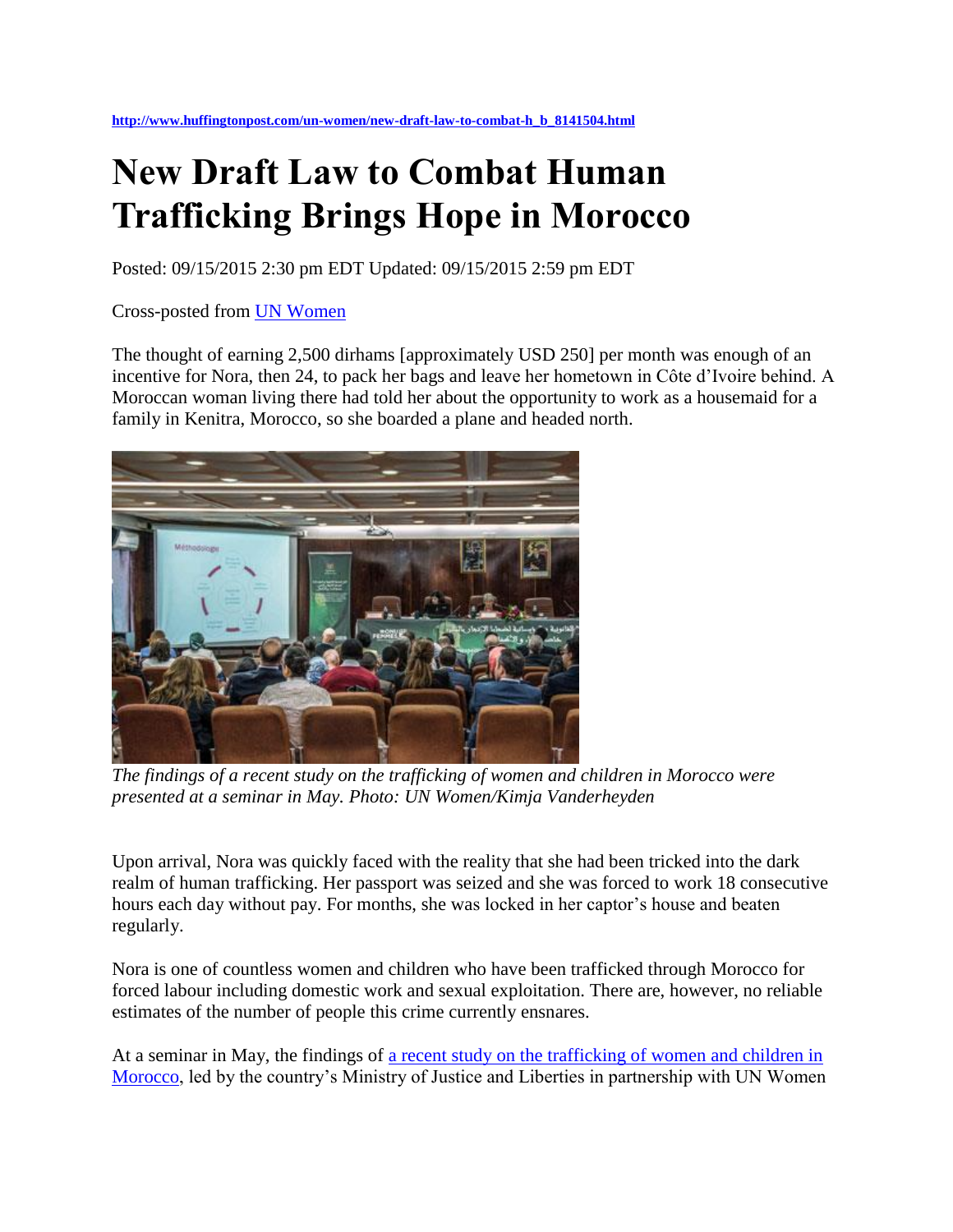http://www.huffingtonpost.com/un-women/new-draft-law-to-combat-h_b_8141504.html

# New Draft Law to Combat Human Trafficking Brings Hope in Morocco

Posted: 09/15/2015 2:30 pm EDT Updated: 09/15/2015 2:59 pm EDT

Cross-posted from UN Women

The thought of earning 2,500 dirhams [approximately USD 250] per month was enough of an incentive for Nora, then 24, to pack her bags and leave her hometown in Côte d'Ivoire behind. A Moroccan woman living there had told her about the opportunity to work as a housemaid for a family in Kenitra, Morocco, so she boarded a plane and headed north.

*The findings of a recent study on the trafficking of women and children in Morocco were presented at a seminar in May. Photo: UN Women/Kimja Vanderheyden*

Upon arrival, Nora was quickly faced with the reality that she had been tricked into the dark realm of human trafficking. Her passport was seized and she was forced to work 18 consecutive hours each day without pay. For months, she was locked in her captor's house and beaten regularly.

Nora is one of countless women and children who have been trafficked through Morocco for forced labour including domestic work and sexual exploitation. There are, however, no reliable estimates of the number of people this crime currently ensnares.

At a seminar in May, the findings of a recent study on the trafficking of women and children in Morocco, led by the country's Ministry of Justice and Liberties in partnership with UN Women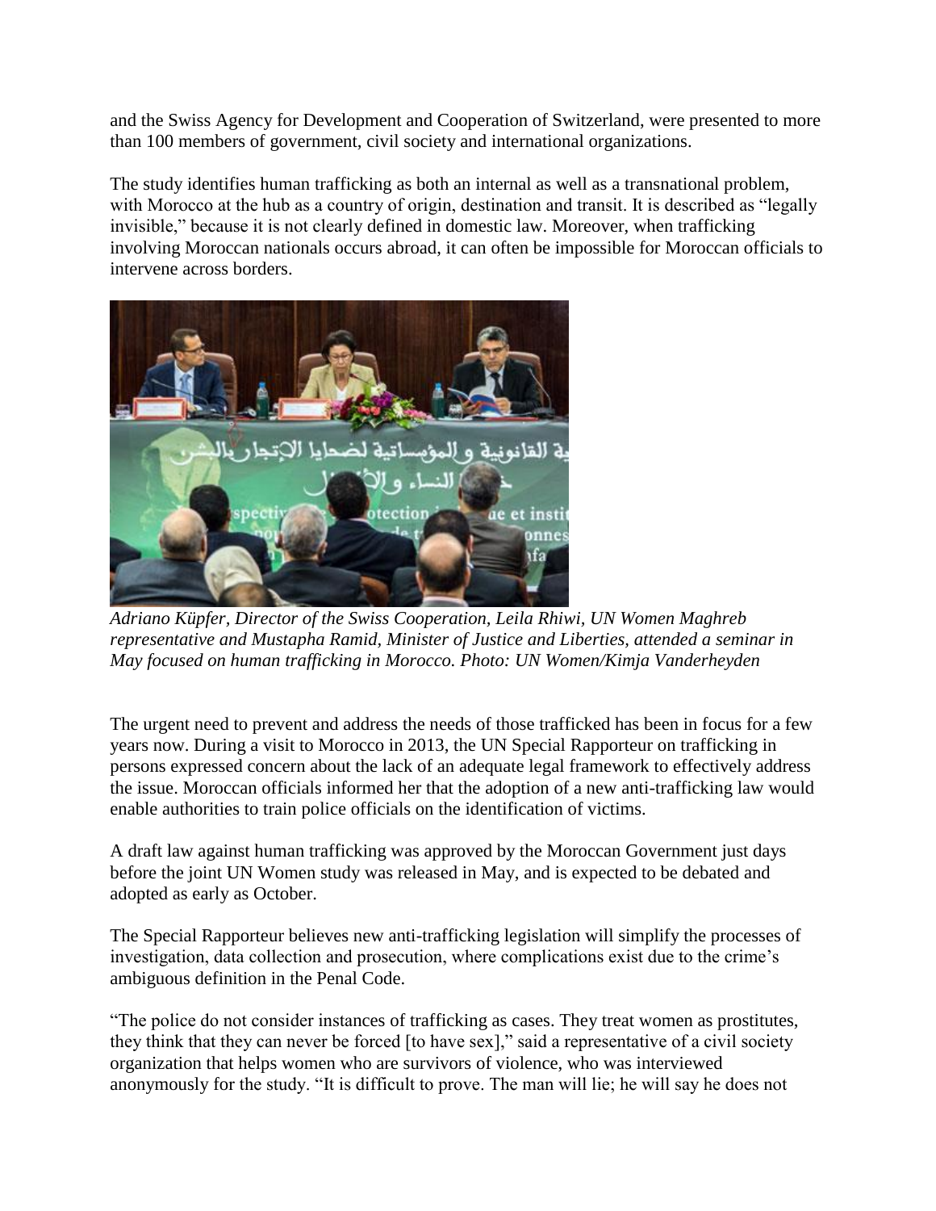and the Swiss Agency for Development and Cooperation of Switzerland, were presented to more than 100 members of government, civil society and international organizations.

The study identifies human trafficking as both an internal as well as a transnational problem, with Morocco at the hub as a country of origin, destination and transit. It is described as "legally invisible," because it is not clearly defined in domestic law. Moreover, when trafficking involving Moroccan nationals occurs abroad, it can often be impossible for Moroccan officials to intervene across borders.

*Adriano Küpfer, Director of the Swiss Cooperation, Leila Rhiwi, UN Women Maghreb representative and Mustapha Ramid, Minister of Justice and Liberties, attended a seminar in May focused on human trafficking in Morocco. Photo: UN Women/Kimja Vanderheyden*

The urgent need to prevent and address the needs of those trafficked has been in focus for a few years now. During a visit to Morocco in 2013, the UN Special Rapporteur on trafficking in persons expressed concern about the lack of an adequate legal framework to effectively address the issue. Moroccan officials informed her that the adoption of a new anti-trafficking law would enable authorities to train police officials on the identification of victims.

A draft law against human trafficking was approved by the Moroccan Government just days before the joint UN Women study was released in May, and is expected to be debated and adopted as early as October.

The Special Rapporteur believes new anti-trafficking legislation will simplify the processes of investigation, data collection and prosecution, where complications exist due to the crime's ambiguous definition in the Penal Code.

"The police do not consider instances of trafficking as cases. They treat women as prostitutes, they think that they can never be forced [to have sex]," said a representative of a civil society organization that helps women who are survivors of violence, who was interviewed anonymously for the study. "It is difficult to prove. The man will lie; he will say he does not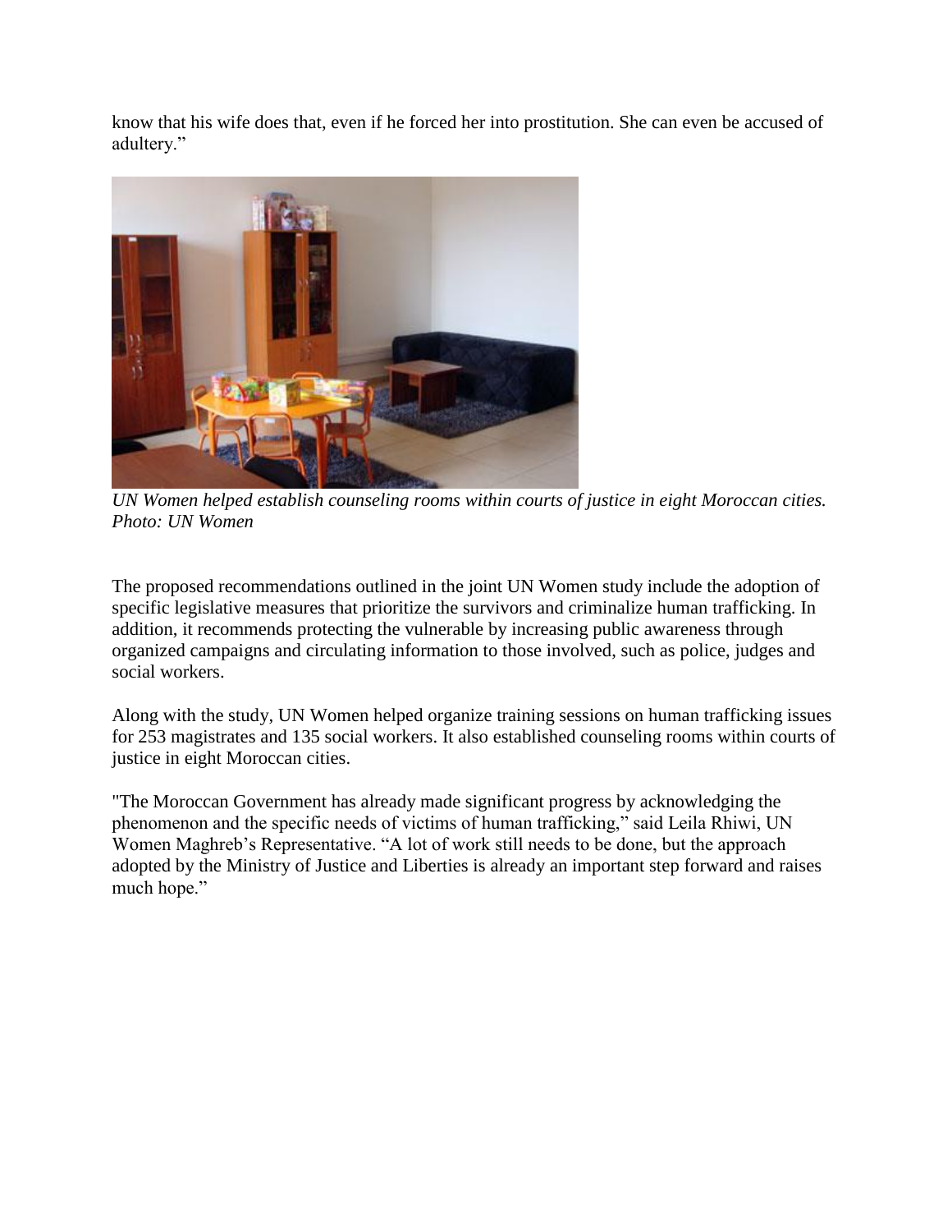know that his wife does that, even if he forced her into prostitution. She can even be accused of adultery."

*UN Women helped establish counseling rooms within courts of justice in eight Moroccan cities. Photo: UN Women*

The proposed recommendations outlined in the joint UN Women study include the adoption of specific legislative measures that prioritize the survivors and criminalize human trafficking. In addition, it recommends protecting the vulnerable by increasing public awareness through organized campaigns and circulating information to those involved, such as police, judges and social workers.

Along with the study, UN Women helped organize training sessions on human trafficking issues for 253 magistrates and 135 social workers. It also established counseling rooms within courts of justice in eight Moroccan cities.

"The Moroccan Government has already made significant progress by acknowledging the phenomenon and the specific needs of victims of human trafficking," said Leila Rhiwi, UN Women Maghreb's Representative. "A lot of work still needs to be done, but the approach adopted by the Ministry of Justice and Liberties is already an important step forward and raises much hope."